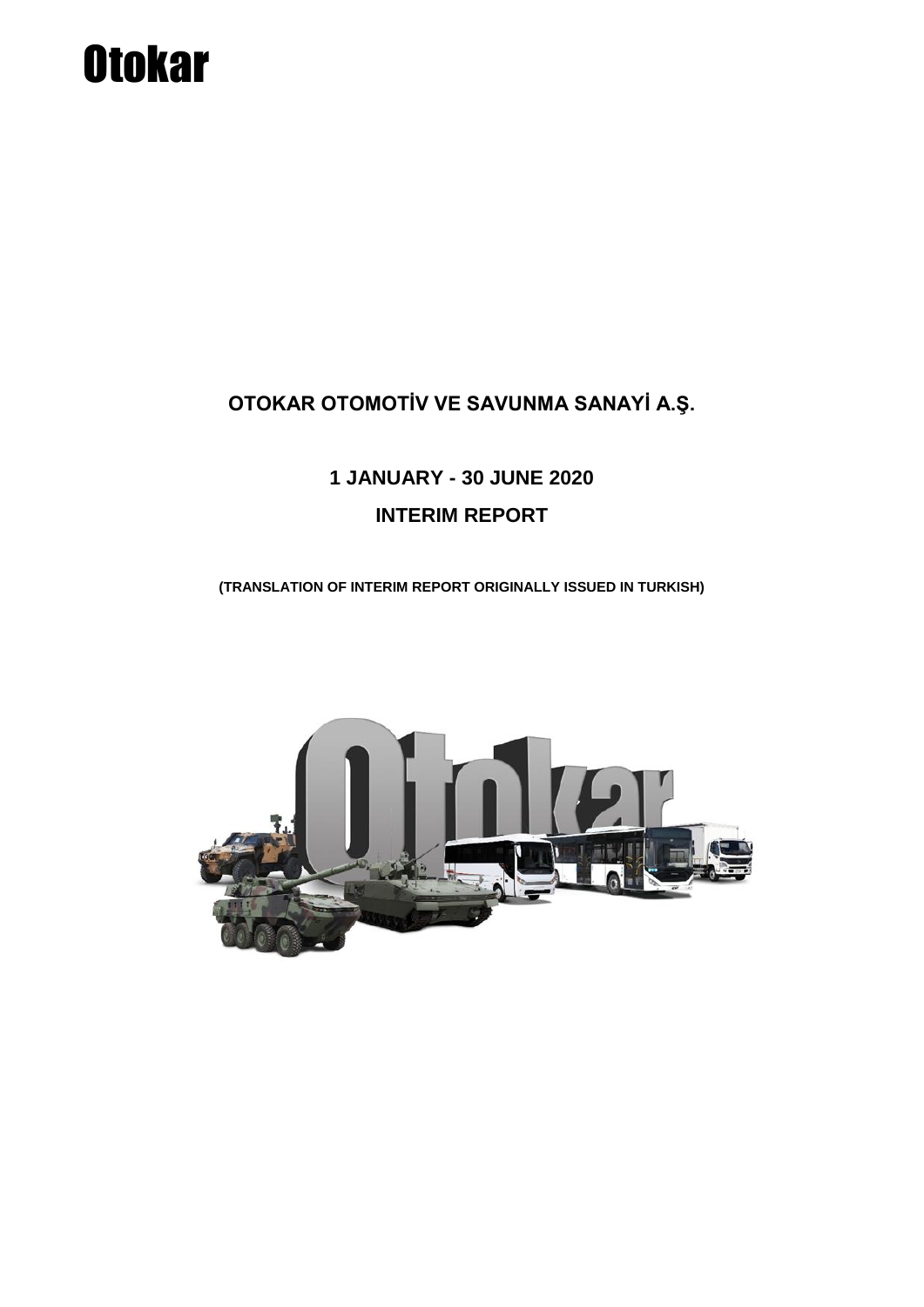# Otokar

## OTOKAR OTOMOTİV VE SAVUNMA SANAYİ A.Ş.

## 1 JANUARY - 30 JUNE 2020

## INTERIM REPORT

**(TRANSLATION OF INTERIM REPORT ORIGINALLY ISSUED IN TURKISH)**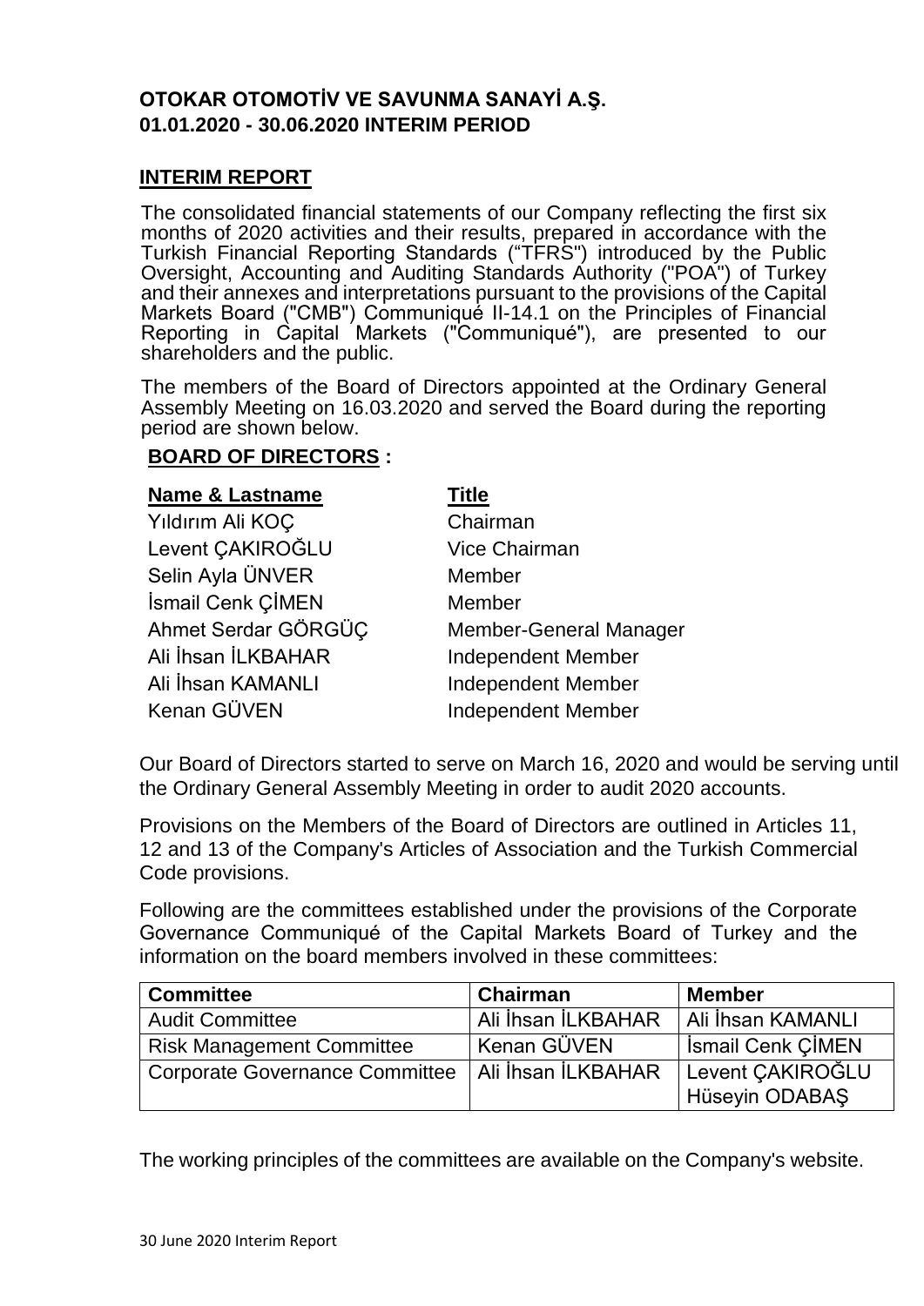**OTOKAR OTOMOTİV VE SAVUNMA SANAYİ A.Ş.**
**01.01.2020 - 30.06.2020 INTERIM PERIOD**

## INTERIM REPORT

The consolidated financial statements of our Company reflecting the first six months of 2020 activities and their results, prepared in accordance with the Turkish Financial Reporting Standards ("TFRS") introduced by the Public Oversight, Accounting and Auditing Standards Authority ("POA") of Turkey and their annexes and interpretations pursuant to the provisions of the Capital Markets Board ("CMB") Communiqué II-14.1 on the Principles of Financial Reporting in Capital Markets ("Communiqué"), are presented to our shareholders and the public.

The members of the Board of Directors appointed at the Ordinary General Assembly Meeting on 16.03.2020 and served the Board during the reporting period are shown below.

### BOARD OF DIRECTORS :

| Name & Lastname | Title |
|---|---|
| Yıldırım Ali KOÇ | Chairman |
| Levent ÇAKIROĞLU | Vice Chairman |
| Selin Ayla ÜNVER | Member |
| İsmail Cenk ÇİMEN | Member |
| Ahmet Serdar GÖRGÜÇ | Member-General Manager |
| Ali İhsan İLKBAHAR | Independent Member |
| Ali İhsan KAMANLI | Independent Member |
| Kenan GÜVEN | Independent Member |

Our Board of Directors started to serve on March 16, 2020 and would be serving until the Ordinary General Assembly Meeting in order to audit 2020 accounts.

Provisions on the Members of the Board of Directors are outlined in Articles 11, 12 and 13 of the Company's Articles of Association and the Turkish Commercial Code provisions.

Following are the committees established under the provisions of the Corporate Governance Communiqué of the Capital Markets Board of Turkey and the information on the board members involved in these committees:

| Committee | Chairman | Member |
|---|---|---|
| Audit Committee | Ali İhsan İLKBAHAR | Ali İhsan KAMANLI |
| Risk Management Committee | Kenan GÜVEN | İsmail Cenk ÇİMEN |
| Corporate Governance Committee | Ali İhsan İLKBAHAR | Levent ÇAKIROĞLU<br>Hüseyin ODABAŞ |

The working principles of the committees are available on the Company's website.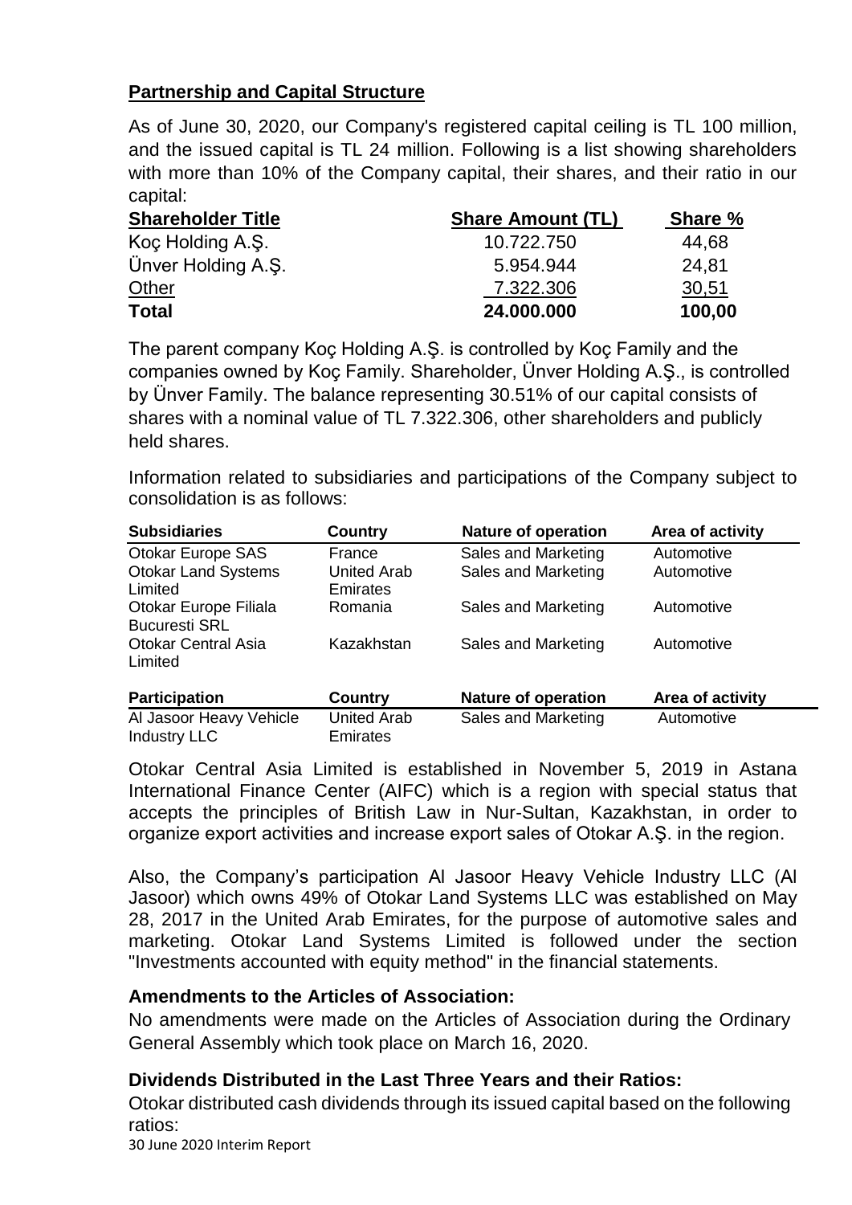## Partnership and Capital Structure

As of June 30, 2020, our Company's registered capital ceiling is TL 100 million, and the issued capital is TL 24 million. Following is a list showing shareholders with more than 10% of the Company capital, their shares, and their ratio in our capital:

| Shareholder Title | Share Amount (TL) | Share % |
|---|---|---|
| Koç Holding A.Ş. | 10.722.750 | 44,68 |
| Ünver Holding A.Ş. | 5.954.944 | 24,81 |
| Other | 7.322.306 | 30,51 |
| **Total** | **24.000.000** | **100,00** |

The parent company Koç Holding A.Ş. is controlled by Koç Family and the companies owned by Koç Family. Shareholder, Ünver Holding A.Ş., is controlled by Ünver Family. The balance representing 30.51% of our capital consists of shares with a nominal value of TL 7.322.306, other shareholders and publicly held shares.

Information related to subsidiaries and participations of the Company subject to consolidation is as follows:

| Subsidiaries | Country | Nature of operation | Area of activity |
|---|---|---|---|
| Otokar Europe SAS | France | Sales and Marketing | Automotive |
| Otokar Land Systems Limited | United Arab Emirates | Sales and Marketing | Automotive |
| Otokar Europe Filiala Bucuresti SRL | Romania | Sales and Marketing | Automotive |
| Otokar Central Asia Limited | Kazakhstan | Sales and Marketing | Automotive |

| Participation | Country | Nature of operation | Area of activity |
|---|---|---|---|
| Al Jasoor Heavy Vehicle Industry LLC | United Arab Emirates | Sales and Marketing | Automotive |

Otokar Central Asia Limited is established in November 5, 2019 in Astana International Finance Center (AIFC) which is a region with special status that accepts the principles of British Law in Nur-Sultan, Kazakhstan, in order to organize export activities and increase export sales of Otokar A.Ş. in the region.

Also, the Company's participation Al Jasoor Heavy Vehicle Industry LLC (Al Jasoor) which owns 49% of Otokar Land Systems LLC was established on May 28, 2017 in the United Arab Emirates, for the purpose of automotive sales and marketing. Otokar Land Systems Limited is followed under the section "Investments accounted with equity method" in the financial statements.

### Amendments to the Articles of Association:

No amendments were made on the Articles of Association during the Ordinary General Assembly which took place on March 16, 2020.

### Dividends Distributed in the Last Three Years and their Ratios:

Otokar distributed cash dividends through its issued capital based on the following ratios: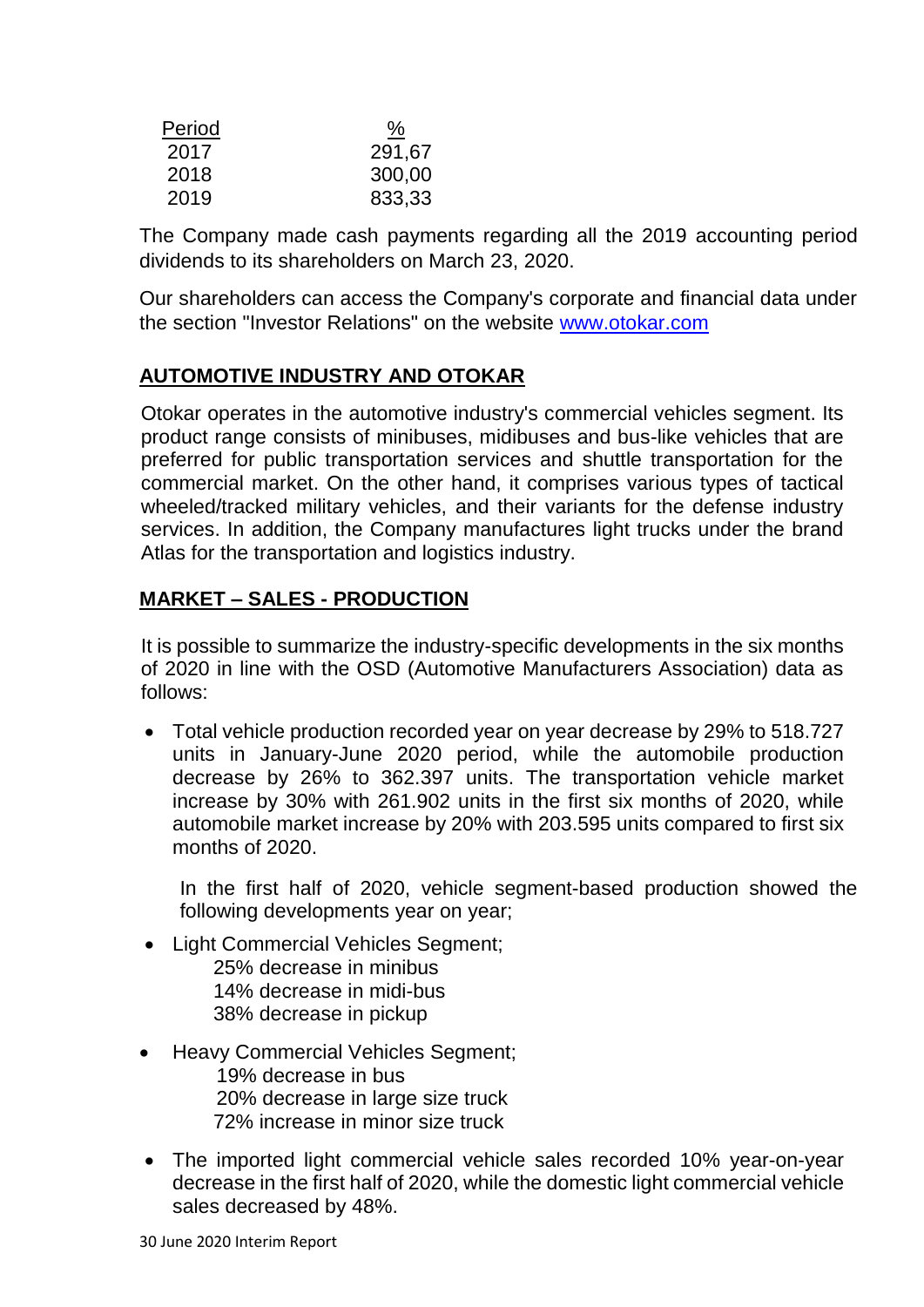| Period | % |
|---|---|
| 2017 | 291,67 |
| 2018 | 300,00 |
| 2019 | 833,33 |

The Company made cash payments regarding all the 2019 accounting period dividends to its shareholders on March 23, 2020.

Our shareholders can access the Company's corporate and financial data under the section "Investor Relations" on the website www.otokar.com

## AUTOMOTIVE INDUSTRY AND OTOKAR

Otokar operates in the automotive industry's commercial vehicles segment. Its product range consists of minibuses, midibuses and bus-like vehicles that are preferred for public transportation services and shuttle transportation for the commercial market. On the other hand, it comprises various types of tactical wheeled/tracked military vehicles, and their variants for the defense industry services. In addition, the Company manufactures light trucks under the brand Atlas for the transportation and logistics industry.

## MARKET – SALES - PRODUCTION

It is possible to summarize the industry-specific developments in the six months of 2020 in line with the OSD (Automotive Manufacturers Association) data as follows:

- Total vehicle production recorded year on year decrease by 29% to 518.727 units in January-June 2020 period, while the automobile production decrease by 26% to 362.397 units. The transportation vehicle market increase by 30% with 261.902 units in the first six months of 2020, while automobile market increase by 20% with 203.595 units compared to first six months of 2020.

  In the first half of 2020, vehicle segment-based production showed the following developments year on year;

- Light Commercial Vehicles Segment;
  - 25% decrease in minibus
  - 14% decrease in midi-bus
  - 38% decrease in pickup
- Heavy Commercial Vehicles Segment;
  - 19% decrease in bus
  - 20% decrease in large size truck
  - 72% increase in minor size truck
- The imported light commercial vehicle sales recorded 10% year-on-year decrease in the first half of 2020, while the domestic light commercial vehicle sales decreased by 48%.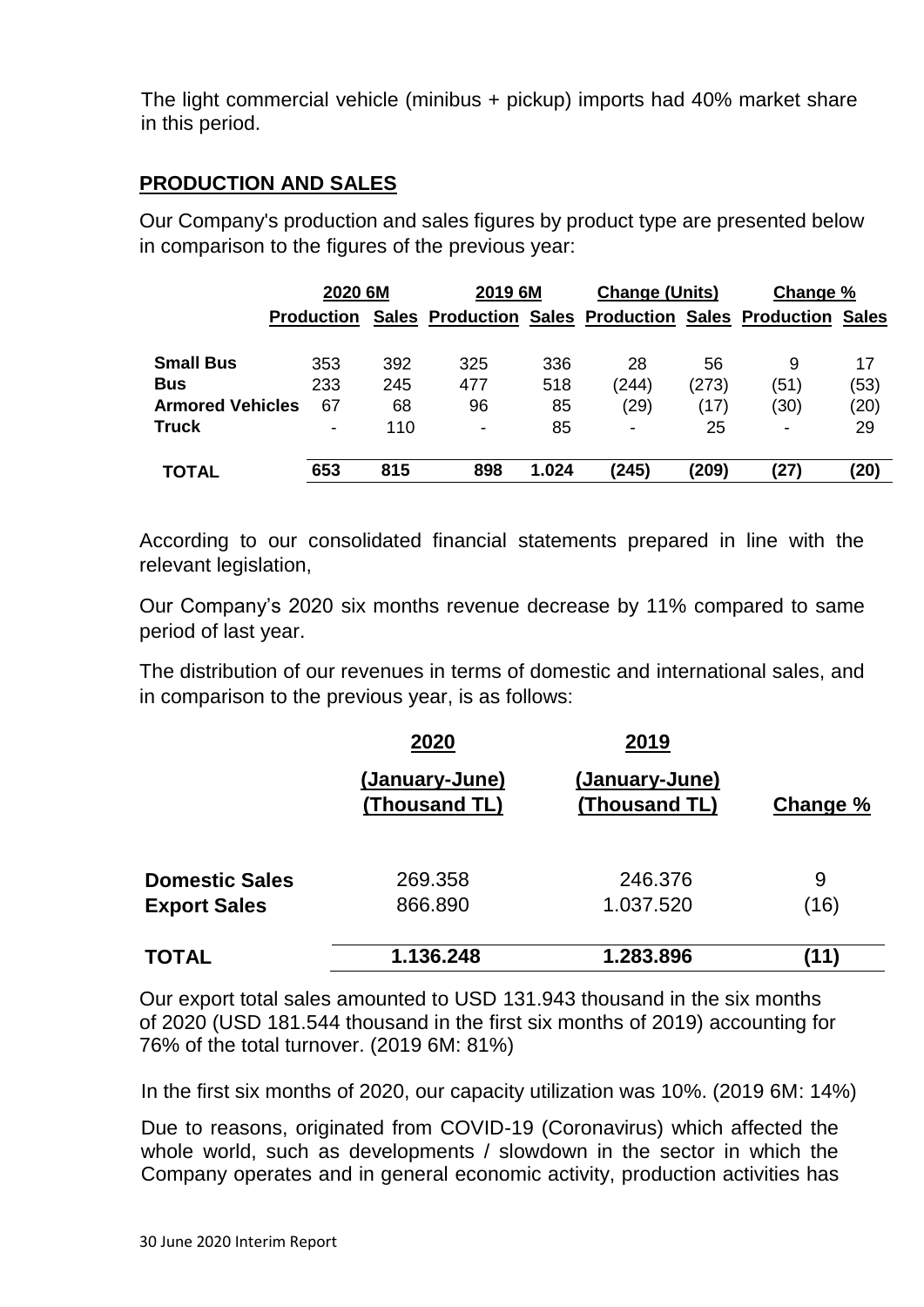The light commercial vehicle (minibus + pickup) imports had 40% market share in this period.

## PRODUCTION AND SALES

Our Company's production and sales figures by product type are presented below in comparison to the figures of the previous year:

| | 2020 6M | | 2019 6M | | Change (Units) | | Change % | |
|---|---|---|---|---|---|---|---|---|
| | Production | Sales | Production | Sales | Production | Sales | Production | Sales |
| **Small Bus** | 353 | 392 | 325 | 336 | 28 | 56 | 9 | 17 |
| **Bus** | 233 | 245 | 477 | 518 | (244) | (273) | (51) | (53) |
| **Armored Vehicles** | 67 | 68 | 96 | 85 | (29) | (17) | (30) | (20) |
| **Truck** | - | 110 | - | 85 | - | 25 | - | 29 |
| **TOTAL** | **653** | **815** | **898** | **1.024** | **(245)** | **(209)** | **(27)** | **(20)** |

According to our consolidated financial statements prepared in line with the relevant legislation,

Our Company's 2020 six months revenue decrease by 11% compared to same period of last year.

The distribution of our revenues in terms of domestic and international sales, and in comparison to the previous year, is as follows:

| | 2020 (January-June) (Thousand TL) | 2019 (January-June) (Thousand TL) | Change % |
|---|---|---|---|
| **Domestic Sales** | 269.358 | 246.376 | 9 |
| **Export Sales** | 866.890 | 1.037.520 | (16) |
| **TOTAL** | **1.136.248** | **1.283.896** | **(11)** |

Our export total sales amounted to USD 131.943 thousand in the six months of 2020 (USD 181.544 thousand in the first six months of 2019) accounting for 76% of the total turnover. (2019 6M: 81%)

In the first six months of 2020, our capacity utilization was 10%. (2019 6M: 14%)

Due to reasons, originated from COVID-19 (Coronavirus) which affected the whole world, such as developments / slowdown in the sector in which the Company operates and in general economic activity, production activities has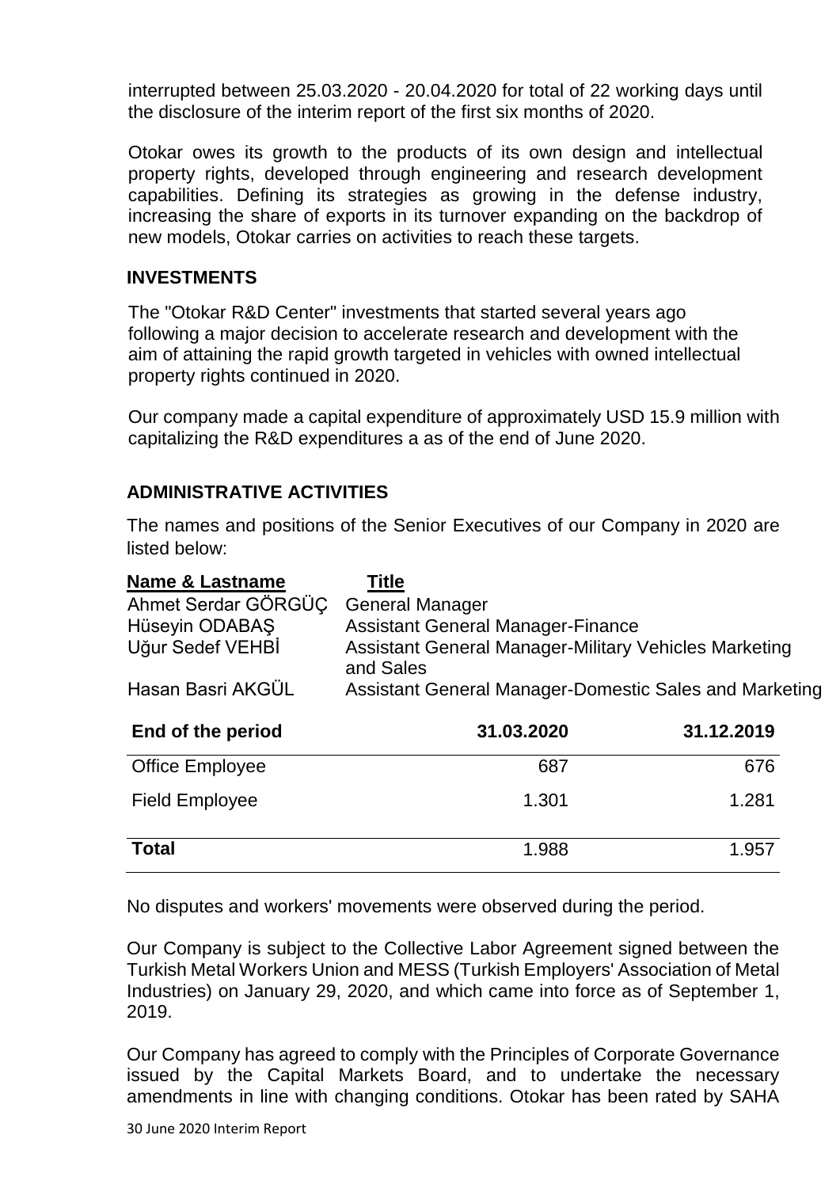interrupted between 25.03.2020 - 20.04.2020 for total of 22 working days until the disclosure of the interim report of the first six months of 2020.

Otokar owes its growth to the products of its own design and intellectual property rights, developed through engineering and research development capabilities. Defining its strategies as growing in the defense industry, increasing the share of exports in its turnover expanding on the backdrop of new models, Otokar carries on activities to reach these targets.

## INVESTMENTS

The "Otokar R&D Center" investments that started several years ago following a major decision to accelerate research and development with the aim of attaining the rapid growth targeted in vehicles with owned intellectual property rights continued in 2020.

Our company made a capital expenditure of approximately USD 15.9 million with capitalizing the R&D expenditures a as of the end of June 2020.

## ADMINISTRATIVE ACTIVITIES

The names and positions of the Senior Executives of our Company in 2020 are listed below:

| Name & Lastname | Title |
|---|---|
| Ahmet Serdar GÖRGÜÇ | General Manager |
| Hüseyin ODABAŞ | Assistant General Manager-Finance |
| Uğur Sedef VEHBİ | Assistant General Manager-Military Vehicles Marketing and Sales |
| Hasan Basri AKGÜL | Assistant General Manager-Domestic Sales and Marketing |

| End of the period | 31.03.2020 | 31.12.2019 |
|---|---|---|
| Office Employee | 687 | 676 |
| Field Employee | 1.301 | 1.281 |
| **Total** | 1.988 | 1.957 |

No disputes and workers' movements were observed during the period.

Our Company is subject to the Collective Labor Agreement signed between the Turkish Metal Workers Union and MESS (Turkish Employers' Association of Metal Industries) on January 29, 2020, and which came into force as of September 1, 2019.

Our Company has agreed to comply with the Principles of Corporate Governance issued by the Capital Markets Board, and to undertake the necessary amendments in line with changing conditions. Otokar has been rated by SAHA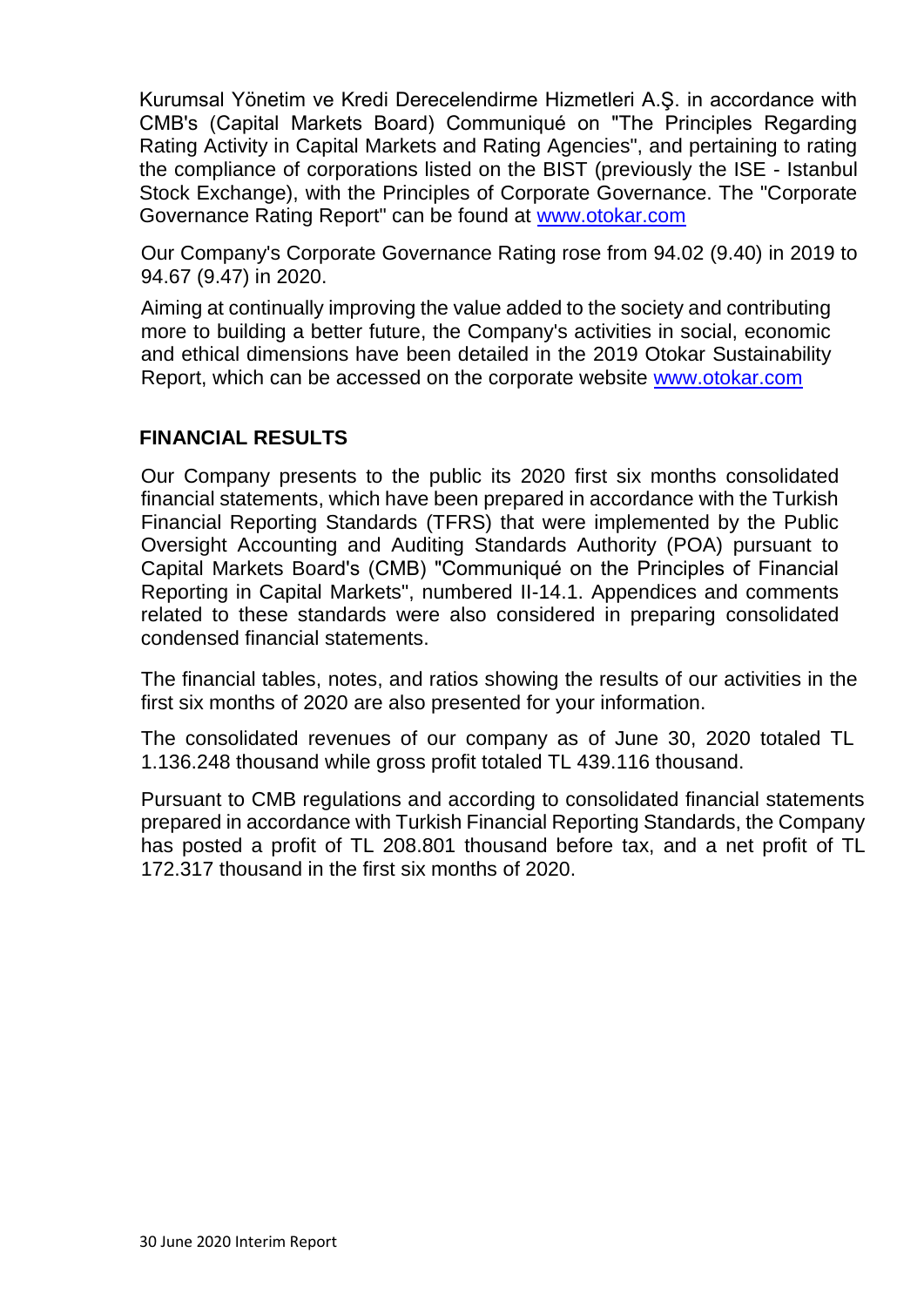Kurumsal Yönetim ve Kredi Derecelendirme Hizmetleri A.Ş. in accordance with CMB's (Capital Markets Board) Communiqué on "The Principles Regarding Rating Activity in Capital Markets and Rating Agencies", and pertaining to rating the compliance of corporations listed on the BIST (previously the ISE - Istanbul Stock Exchange), with the Principles of Corporate Governance. The "Corporate Governance Rating Report" can be found at www.otokar.com

Our Company's Corporate Governance Rating rose from 94.02 (9.40) in 2019 to 94.67 (9.47) in 2020.

Aiming at continually improving the value added to the society and contributing more to building a better future, the Company's activities in social, economic and ethical dimensions have been detailed in the 2019 Otokar Sustainability Report, which can be accessed on the corporate website www.otokar.com

## FINANCIAL RESULTS

Our Company presents to the public its 2020 first six months consolidated financial statements, which have been prepared in accordance with the Turkish Financial Reporting Standards (TFRS) that were implemented by the Public Oversight Accounting and Auditing Standards Authority (POA) pursuant to Capital Markets Board's (CMB) "Communiqué on the Principles of Financial Reporting in Capital Markets", numbered II-14.1. Appendices and comments related to these standards were also considered in preparing consolidated condensed financial statements.

The financial tables, notes, and ratios showing the results of our activities in the first six months of 2020 are also presented for your information.

The consolidated revenues of our company as of June 30, 2020 totaled TL 1.136.248 thousand while gross profit totaled TL 439.116 thousand.

Pursuant to CMB regulations and according to consolidated financial statements prepared in accordance with Turkish Financial Reporting Standards, the Company has posted a profit of TL 208.801 thousand before tax, and a net profit of TL 172.317 thousand in the first six months of 2020.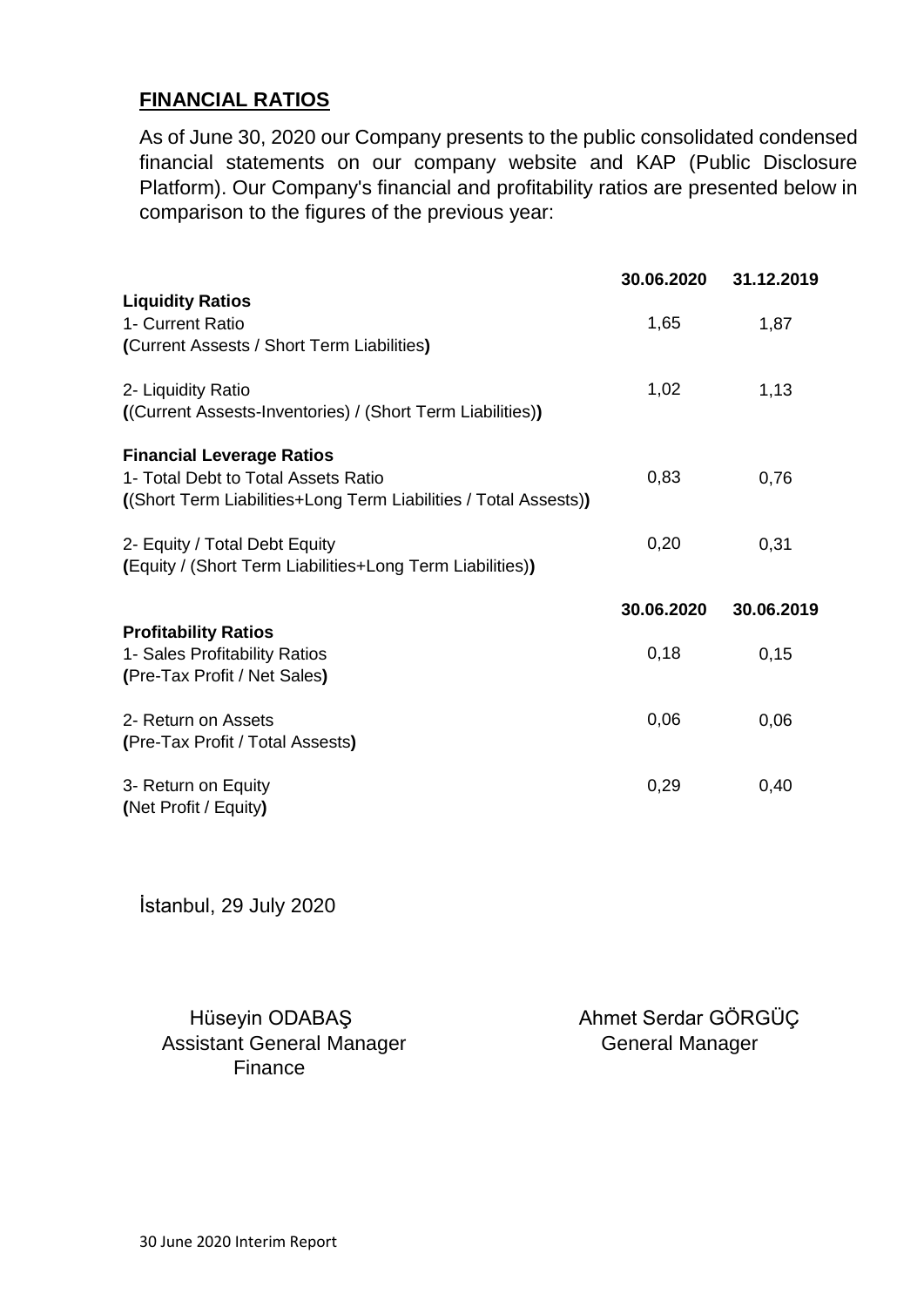## FINANCIAL RATIOS

As of June 30, 2020 our Company presents to the public consolidated condensed financial statements on our company website and KAP (Public Disclosure Platform). Our Company's financial and profitability ratios are presented below in comparison to the figures of the previous year:

| | 30.06.2020 | 31.12.2019 |
|---|---|---|
| **Liquidity Ratios** | | |
| 1- Current Ratio<br>**(**Current Assests / Short Term Liabilities**)** | 1,65 | 1,87 |
| 2- Liquidity Ratio<br>**(**(Current Assests-Inventories) / (Short Term Liabilities)**)** | 1,02 | 1,13 |
| **Financial Leverage Ratios** | | |
| 1- Total Debt to Total Assets Ratio<br>**(**(Short Term Liabilities+Long Term Liabilities / Total Assests)**)** | 0,83 | 0,76 |
| 2- Equity / Total Debt Equity<br>**(**Equity / (Short Term Liabilities+Long Term Liabilities)**)** | 0,20 | 0,31 |
| | **30.06.2020** | **30.06.2019** |
| **Profitability Ratios** | | |
| 1- Sales Profitability Ratios<br>**(**Pre-Tax Profit / Net Sales**)** | 0,18 | 0,15 |
| 2- Return on Assets<br>**(**Pre-Tax Profit / Total Assests**)** | 0,06 | 0,06 |
| 3- Return on Equity<br>**(**Net Profit / Equity**)** | 0,29 | 0,40 |

İstanbul, 29 July 2020

Hüseyin ODABAŞ
Assistant General Manager
Finance

Ahmet Serdar GÖRGÜÇ
General Manager